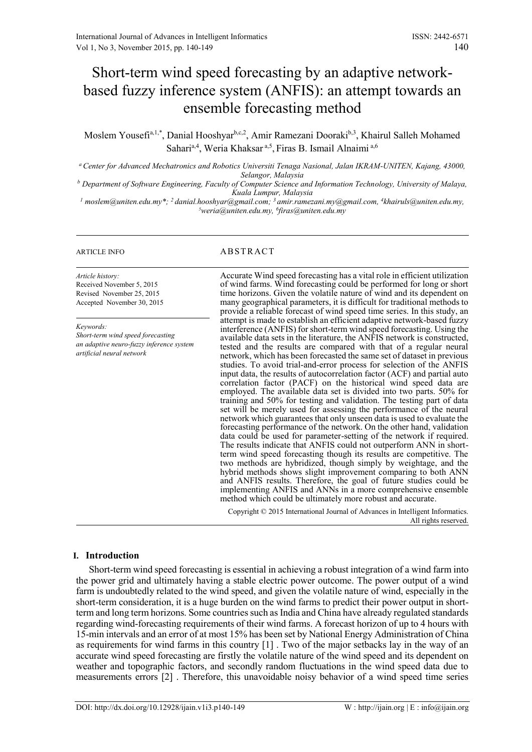# Short-term wind speed forecasting by an adaptive network-based fuzzy inference system (ANFIS): an attempt towards an ensemble forecasting method

Moslem Yousefi[a,1,*], Danial Hooshyar[b,c,2], Amir Ramezani Dooraki[b,3], Khairul Salleh Mohamed Sahari[a,4], Weria Khaksar[a,5], Firas B. Ismail Alnaimi[a,6]

[a] Center for Advanced Mechatronics and Robotics Universiti Tenaga Nasional, Jalan IKRAM-UNITEN, Kajang, 43000, Selangor, Malaysia

[b] Department of Software Engineering, Faculty of Computer Science and Information Technology, University of Malaya, Kuala Lumpur, Malaysia

[1] moslem@uniten.edu.my*; [2] danial.hooshyar@gmail.com; [3] amir.ramezani.my@gmail.com, [4] khairuls@uniten.edu.my, [5] weria@uniten.edu.my, [6] firas@uniten.edu.my

**ARTICLE INFO**

*Article history:*
Received November 5, 2015
Revised November 25, 2015
Accepted November 30, 2015

*Keywords:*
*Short-term wind speed forecasting*
*an adaptive neuro-fuzzy inference system*
*artificial neural network*

**ABSTRACT**

Accurate Wind speed forecasting has a vital role in efficient utilization of wind farms. Wind forecasting could be performed for long or short time horizons. Given the volatile nature of wind and its dependent on many geographical parameters, it is difficult for traditional methods to provide a reliable forecast of wind speed time series. In this study, an attempt is made to establish an efficient adaptive network-based fuzzy interference (ANFIS) for short-term wind speed forecasting. Using the available data sets in the literature, the ANFIS network is constructed, tested and the results are compared with that of a regular neural network, which has been forecasted the same set of dataset in previous studies. To avoid trial-and-error process for selection of the ANFIS input data, the results of autocorrelation factor (ACF) and partial auto correlation factor (PACF) on the historical wind speed data are employed. The available data set is divided into two parts. 50% for training and 50% for testing and validation. The testing part of data set will be merely used for assessing the performance of the neural network which guarantees that only unseen data is used to evaluate the forecasting performance of the network. On the other hand, validation data could be used for parameter-setting of the network if required. The results indicate that ANFIS could not outperform ANN in short-term wind speed forecasting though its results are competitive. The two methods are hybridized, though simply by weightage, and the hybrid methods shows slight improvement comparing to both ANN and ANFIS results. Therefore, the goal of future studies could be implementing ANFIS and ANNs in a more comprehensive ensemble method which could be ultimately more robust and accurate.

Copyright © 2015 International Journal of Advances in Intelligent Informatics. All rights reserved.

## I. Introduction

Short-term wind speed forecasting is essential in achieving a robust integration of a wind farm into the power grid and ultimately having a stable electric power outcome. The power output of a wind farm is undoubtedly related to the wind speed, and given the volatile nature of wind, especially in the short-term consideration, it is a huge burden on the wind farms to predict their power output in short-term and long term horizons. Some countries such as India and China have already regulated standards regarding wind-forecasting requirements of their wind farms. A forecast horizon of up to 4 hours with 15-min intervals and an error of at most 15% has been set by National Energy Administration of China as requirements for wind farms in this country [1] . Two of the major setbacks lay in the way of an accurate wind speed forecasting are firstly the volatile nature of the wind speed and its dependent on weather and topographic factors, and secondly random fluctuations in the wind speed data due to measurements errors [2] . Therefore, this unavoidable noisy behavior of a wind speed time series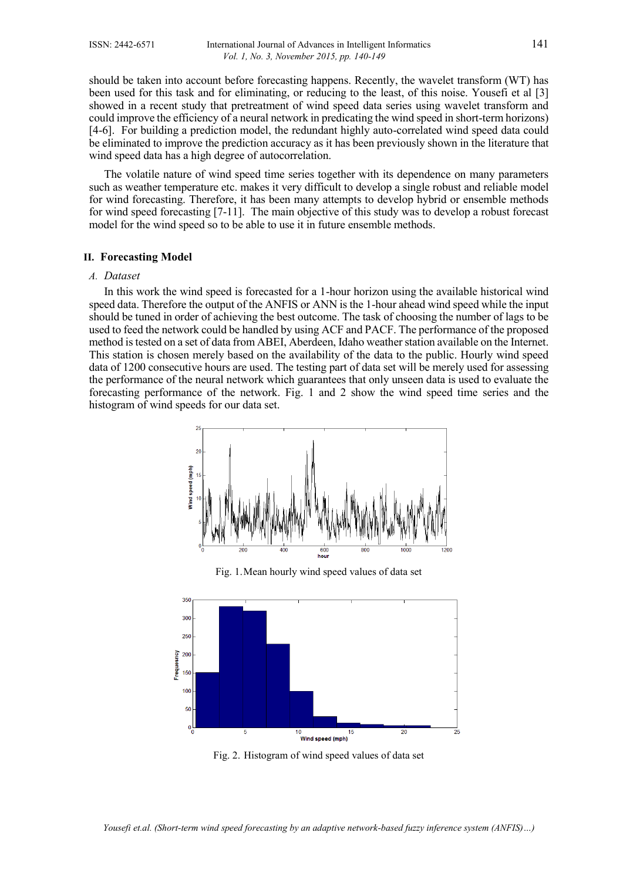should be taken into account before forecasting happens. Recently, the wavelet transform (WT) has been used for this task and for eliminating, or reducing to the least, of this noise. Yousefi et al [3] showed in a recent study that pretreatment of wind speed data series using wavelet transform and could improve the efficiency of a neural network in predicating the wind speed in short-term horizons) [4-6]. For building a prediction model, the redundant highly auto-correlated wind speed data could be eliminated to improve the prediction accuracy as it has been previously shown in the literature that wind speed data has a high degree of autocorrelation.

The volatile nature of wind speed time series together with its dependence on many parameters such as weather temperature etc. makes it very difficult to develop a single robust and reliable model for wind forecasting. Therefore, it has been many attempts to develop hybrid or ensemble methods for wind speed forecasting [7-11]. The main objective of this study was to develop a robust forecast model for the wind speed so to be able to use it in future ensemble methods.

## II. Forecasting Model

### *A. Dataset*

In this work the wind speed is forecasted for a 1-hour horizon using the available historical wind speed data. Therefore the output of the ANFIS or ANN is the 1-hour ahead wind speed while the input should be tuned in order of achieving the best outcome. The task of choosing the number of lags to be used to feed the network could be handled by using ACF and PACF. The performance of the proposed method is tested on a set of data from ABEI, Aberdeen, Idaho weather station available on the Internet. This station is chosen merely based on the availability of the data to the public. Hourly wind speed data of 1200 consecutive hours are used. The testing part of data set will be merely used for assessing the performance of the neural network which guarantees that only unseen data is used to evaluate the forecasting performance of the network. Fig. 1 and 2 show the wind speed time series and the histogram of wind speeds for our data set.

Fig. 1. Mean hourly wind speed values of data set

Fig. 2. Histogram of wind speed values of data set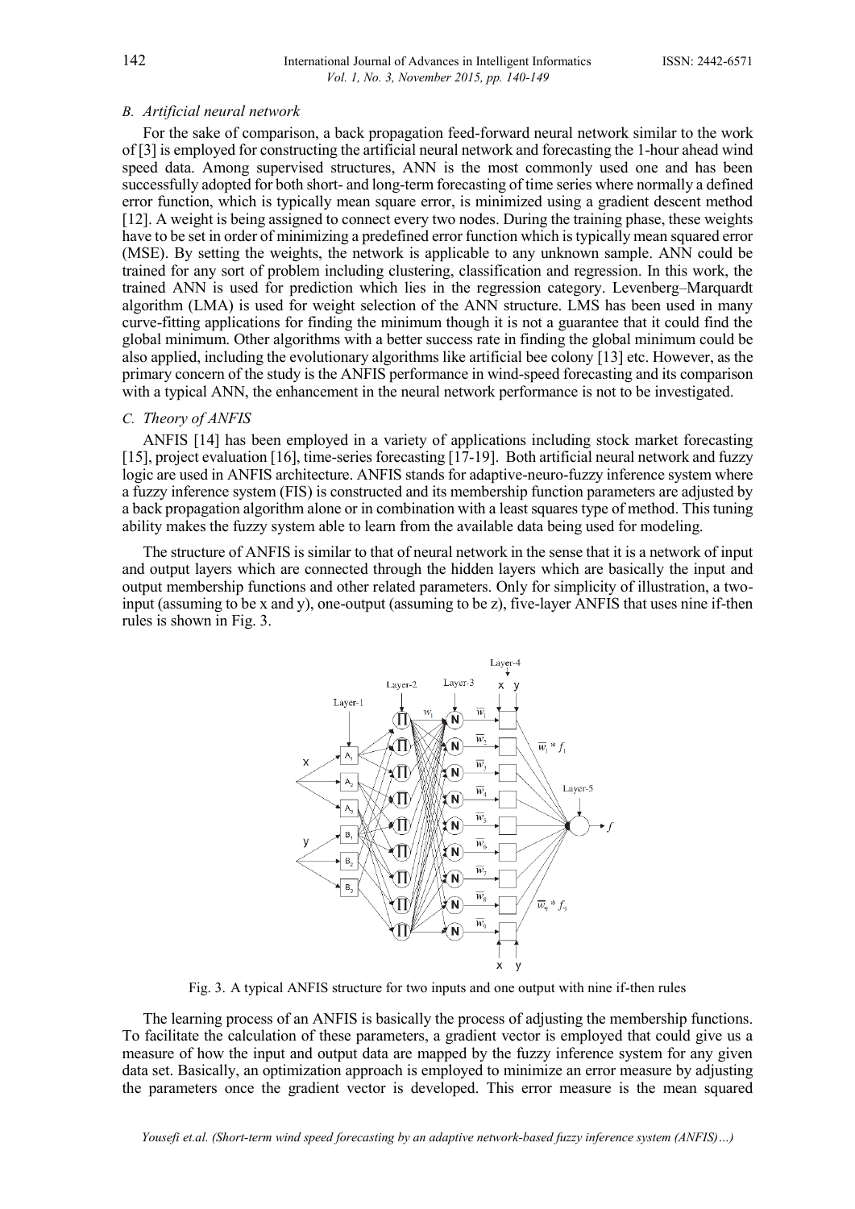### *B. Artificial neural network*

For the sake of comparison, a back propagation feed-forward neural network similar to the work of [3] is employed for constructing the artificial neural network and forecasting the 1-hour ahead wind speed data. Among supervised structures, ANN is the most commonly used one and has been successfully adopted for both short- and long-term forecasting of time series where normally a defined error function, which is typically mean square error, is minimized using a gradient descent method [12]. A weight is being assigned to connect every two nodes. During the training phase, these weights have to be set in order of minimizing a predefined error function which is typically mean squared error (MSE). By setting the weights, the network is applicable to any unknown sample. ANN could be trained for any sort of problem including clustering, classification and regression. In this work, the trained ANN is used for prediction which lies in the regression category. Levenberg–Marquardt algorithm (LMA) is used for weight selection of the ANN structure. LMS has been used in many curve-fitting applications for finding the minimum though it is not a guarantee that it could find the global minimum. Other algorithms with a better success rate in finding the global minimum could be also applied, including the evolutionary algorithms like artificial bee colony [13] etc. However, as the primary concern of the study is the ANFIS performance in wind-speed forecasting and its comparison with a typical ANN, the enhancement in the neural network performance is not to be investigated.

### *C. Theory of ANFIS*

ANFIS [14] has been employed in a variety of applications including stock market forecasting [15], project evaluation [16], time-series forecasting [17-19]. Both artificial neural network and fuzzy logic are used in ANFIS architecture. ANFIS stands for adaptive-neuro-fuzzy inference system where a fuzzy inference system (FIS) is constructed and its membership function parameters are adjusted by a back propagation algorithm alone or in combination with a least squares type of method. This tuning ability makes the fuzzy system able to learn from the available data being used for modeling.

The structure of ANFIS is similar to that of neural network in the sense that it is a network of input and output layers which are connected through the hidden layers which are basically the input and output membership functions and other related parameters. Only for simplicity of illustration, a two-input (assuming to be x and y), one-output (assuming to be z), five-layer ANFIS that uses nine if-then rules is shown in Fig. 3.

Fig. 3. A typical ANFIS structure for two inputs and one output with nine if-then rules

The learning process of an ANFIS is basically the process of adjusting the membership functions. To facilitate the calculation of these parameters, a gradient vector is employed that could give us a measure of how the input and output data are mapped by the fuzzy inference system for any given data set. Basically, an optimization approach is employed to minimize an error measure by adjusting the parameters once the gradient vector is developed. This error measure is the mean squared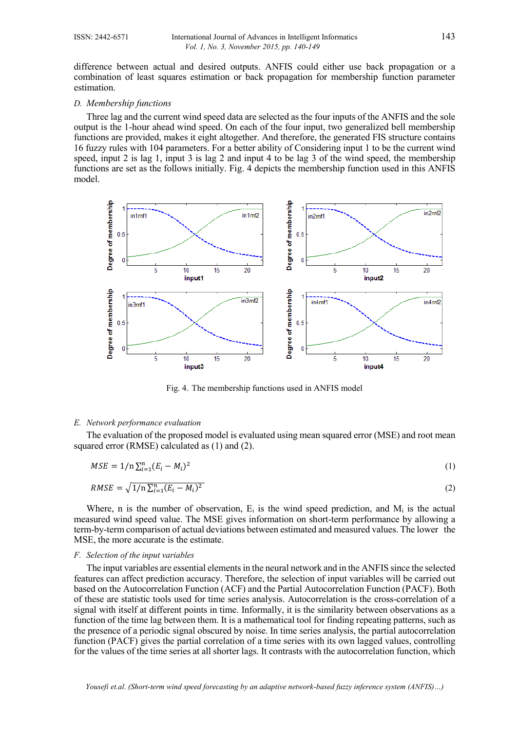difference between actual and desired outputs. ANFIS could either use back propagation or a combination of least squares estimation or back propagation for membership function parameter estimation.

### D. Membership functions

Three lag and the current wind speed data are selected as the four inputs of the ANFIS and the sole output is the 1-hour ahead wind speed. On each of the four input, two generalized bell membership functions are provided, makes it eight altogether. And therefore, the generated FIS structure contains 16 fuzzy rules with 104 parameters. For a better ability of Considering input 1 to be the current wind speed, input 2 is lag 1, input 3 is lag 2 and input 4 to be lag 3 of the wind speed, the membership functions are set as the follows initially. Fig. 4 depicts the membership function used in this ANFIS model.

Fig. 4. The membership functions used in ANFIS model

### E. Network performance evaluation

The evaluation of the proposed model is evaluated using mean squared error (MSE) and root mean squared error (RMSE) calculated as (1) and (2).

$$MSE = 1/\text{n} \sum_{i=1}^{n} (E_i - M_i)^2 \tag{1}$$

$$RMSE = \sqrt{1/\text{n} \sum_{i=1}^{n} (E_i - M_i)^2} \tag{2}$$

Where, n is the number of observation, $E_i$ is the wind speed prediction, and $M_i$ is the actual measured wind speed value. The MSE gives information on short-term performance by allowing a term-by-term comparison of actual deviations between estimated and measured values. The lower the MSE, the more accurate is the estimate.

### F. Selection of the input variables

The input variables are essential elements in the neural network and in the ANFIS since the selected features can affect prediction accuracy. Therefore, the selection of input variables will be carried out based on the Autocorrelation Function (ACF) and the Partial Autocorrelation Function (PACF). Both of these are statistic tools used for time series analysis. Autocorrelation is the cross-correlation of a signal with itself at different points in time. Informally, it is the similarity between observations as a function of the time lag between them. It is a mathematical tool for finding repeating patterns, such as the presence of a periodic signal obscured by noise. In time series analysis, the partial autocorrelation function (PACF) gives the partial correlation of a time series with its own lagged values, controlling for the values of the time series at all shorter lags. It contrasts with the autocorrelation function, which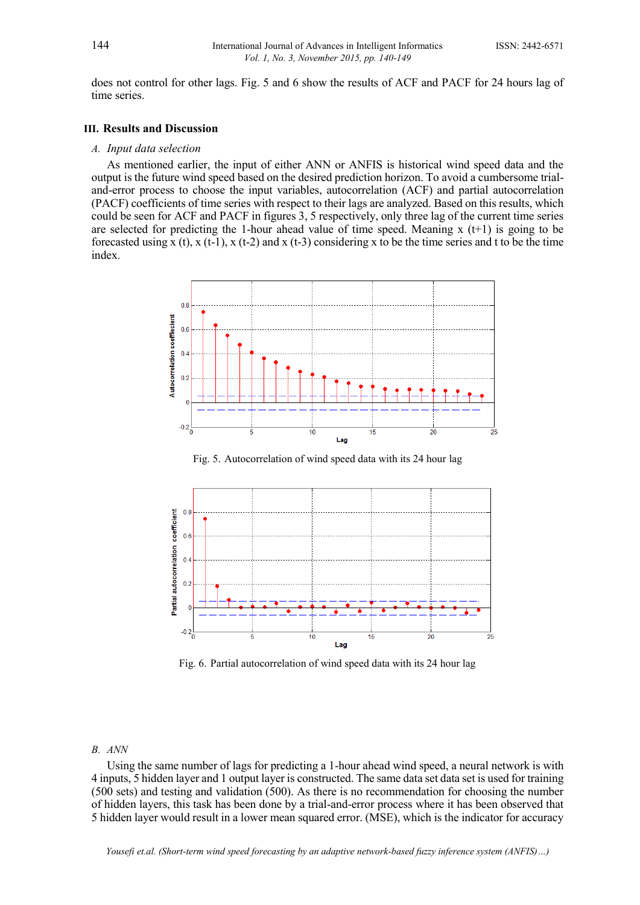does not control for other lags. Fig. 5 and 6 show the results of ACF and PACF for 24 hours lag of time series.

## III. Results and Discussion

### *A. Input data selection*

As mentioned earlier, the input of either ANN or ANFIS is historical wind speed data and the output is the future wind speed based on the desired prediction horizon. To avoid a cumbersome trial-and-error process to choose the input variables, autocorrelation (ACF) and partial autocorrelation (PACF) coefficients of time series with respect to their lags are analyzed. Based on this results, which could be seen for ACF and PACF in figures 3, 5 respectively, only three lag of the current time series are selected for predicting the 1-hour ahead value of time speed. Meaning x (t+1) is going to be forecasted using x (t), x (t-1), x (t-2) and x (t-3) considering x to be the time series and t to be the time index.

Fig. 5. Autocorrelation of wind speed data with its 24 hour lag

Fig. 6. Partial autocorrelation of wind speed data with its 24 hour lag

### *B. ANN*

Using the same number of lags for predicting a 1-hour ahead wind speed, a neural network is with 4 inputs, 5 hidden layer and 1 output layer is constructed. The same data set data set is used for training (500 sets) and testing and validation (500). As there is no recommendation for choosing the number of hidden layers, this task has been done by a trial-and-error process where it has been observed that 5 hidden layer would result in a lower mean squared error. (MSE), which is the indicator for accuracy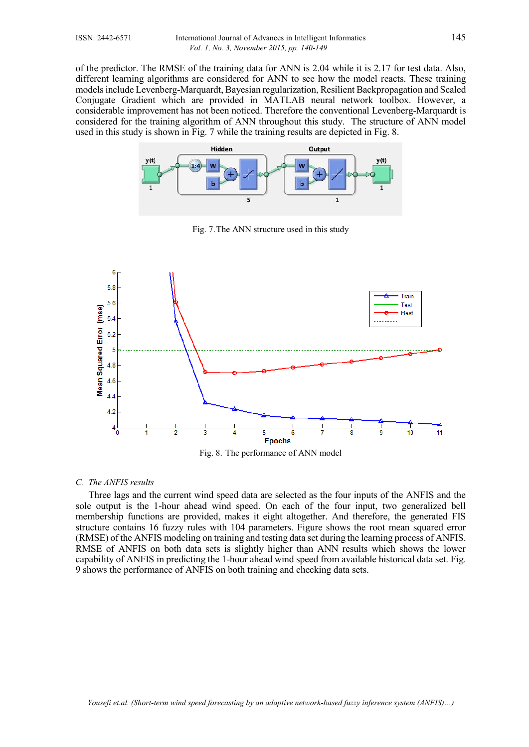of the predictor. The RMSE of the training data for ANN is 2.04 while it is 2.17 for test data. Also, different learning algorithms are considered for ANN to see how the model reacts. These training models include Levenberg-Marquardt, Bayesian regularization, Resilient Backpropagation and Scaled Conjugate Gradient which are provided in MATLAB neural network toolbox. However, a considerable improvement has not been noticed. Therefore the conventional Levenberg-Marquardt is considered for the training algorithm of ANN throughout this study. The structure of ANN model used in this study is shown in Fig. 7 while the training results are depicted in Fig. 8.

Fig. 7. The ANN structure used in this study

Fig. 8. The performance of ANN model

### C. *The ANFIS results*

Three lags and the current wind speed data are selected as the four inputs of the ANFIS and the sole output is the 1-hour ahead wind speed. On each of the four input, two generalized bell membership functions are provided, makes it eight altogether. And therefore, the generated FIS structure contains 16 fuzzy rules with 104 parameters. Figure shows the root mean squared error (RMSE) of the ANFIS modeling on training and testing data set during the learning process of ANFIS. RMSE of ANFIS on both data sets is slightly higher than ANN results which shows the lower capability of ANFIS in predicting the 1-hour ahead wind speed from available historical data set. Fig. 9 shows the performance of ANFIS on both training and checking data sets.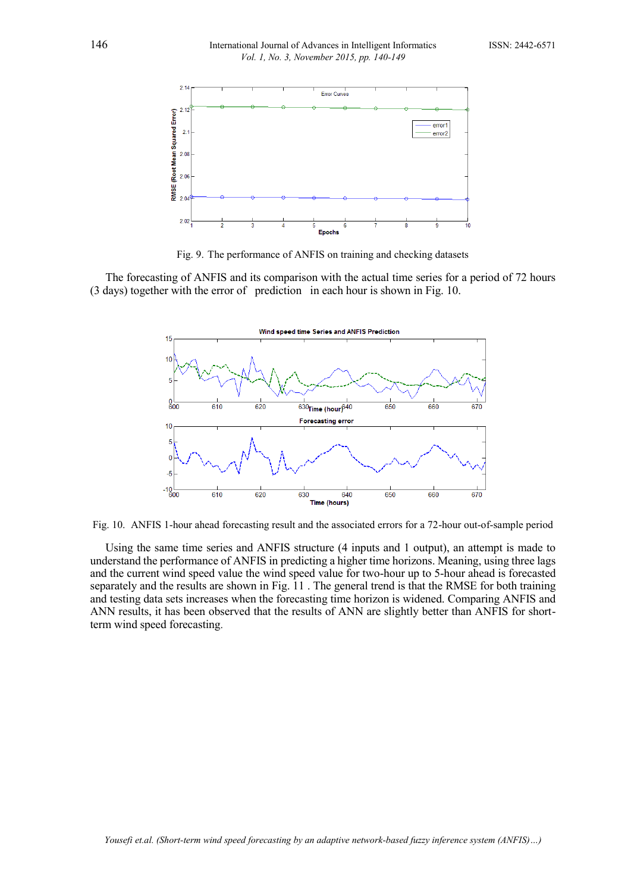Fig. 9. The performance of ANFIS on training and checking datasets

The forecasting of ANFIS and its comparison with the actual time series for a period of 72 hours (3 days) together with the error of prediction in each hour is shown in Fig. 10.

Fig. 10. ANFIS 1-hour ahead forecasting result and the associated errors for a 72-hour out-of-sample period

Using the same time series and ANFIS structure (4 inputs and 1 output), an attempt is made to understand the performance of ANFIS in predicting a higher time horizons. Meaning, using three lags and the current wind speed value the wind speed value for two-hour up to 5-hour ahead is forecasted separately and the results are shown in Fig. 11 . The general trend is that the RMSE for both training and testing data sets increases when the forecasting time horizon is widened. Comparing ANFIS and ANN results, it has been observed that the results of ANN are slightly better than ANFIS for short-term wind speed forecasting.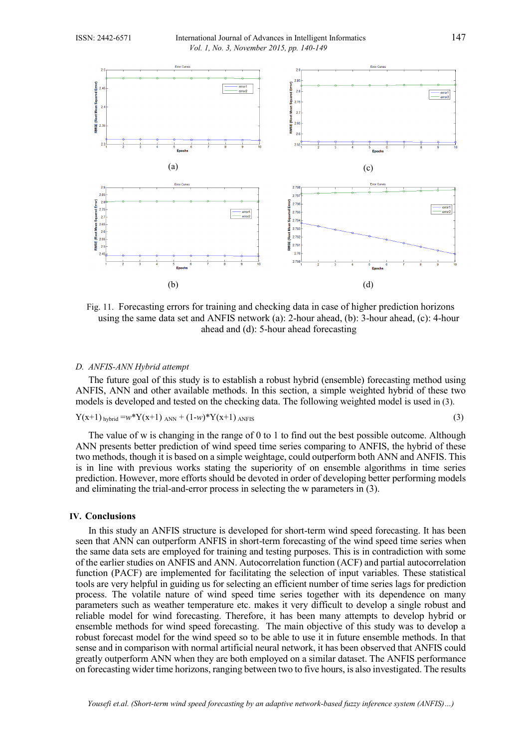(a)

(c)

(b)

(d)

Fig. 11. Forecasting errors for training and checking data in case of higher prediction horizons using the same data set and ANFIS network (a): 2-hour ahead, (b): 3-hour ahead, (c): 4-hour ahead and (d): 5-hour ahead forecasting

### *D. ANFIS-ANN Hybrid attempt*

The future goal of this study is to establish a robust hybrid (ensemble) forecasting method using ANFIS, ANN and other available methods. In this section, a simple weighted hybrid of these two models is developed and tested on the checking data. The following weighted model is used in (3).

$$Y(x+1)_{hybrid} = w*Y(x+1)_{ANN} + (1-w)*Y(x+1)_{ANFIS} \quad (3)$$

The value of w is changing in the range of 0 to 1 to find out the best possible outcome. Although ANN presents better prediction of wind speed time series comparing to ANFIS, the hybrid of these two methods, though it is based on a simple weightage, could outperform both ANN and ANFIS. This is in line with previous works stating the superiority of on ensemble algorithms in time series prediction. However, more efforts should be devoted in order of developing better performing models and eliminating the trial-and-error process in selecting the w parameters in (3).

## IV. Conclusions

In this study an ANFIS structure is developed for short-term wind speed forecasting. It has been seen that ANN can outperform ANFIS in short-term forecasting of the wind speed time series when the same data sets are employed for training and testing purposes. This is in contradiction with some of the earlier studies on ANFIS and ANN. Autocorrelation function (ACF) and partial autocorrelation function (PACF) are implemented for facilitating the selection of input variables. These statistical tools are very helpful in guiding us for selecting an efficient number of time series lags for prediction process. The volatile nature of wind speed time series together with its dependence on many parameters such as weather temperature etc. makes it very difficult to develop a single robust and reliable model for wind forecasting. Therefore, it has been many attempts to develop hybrid or ensemble methods for wind speed forecasting. The main objective of this study was to develop a robust forecast model for the wind speed so to be able to use it in future ensemble methods. In that sense and in comparison with normal artificial neural network, it has been observed that ANFIS could greatly outperform ANN when they are both employed on a similar dataset. The ANFIS performance on forecasting wider time horizons, ranging between two to five hours, is also investigated. The results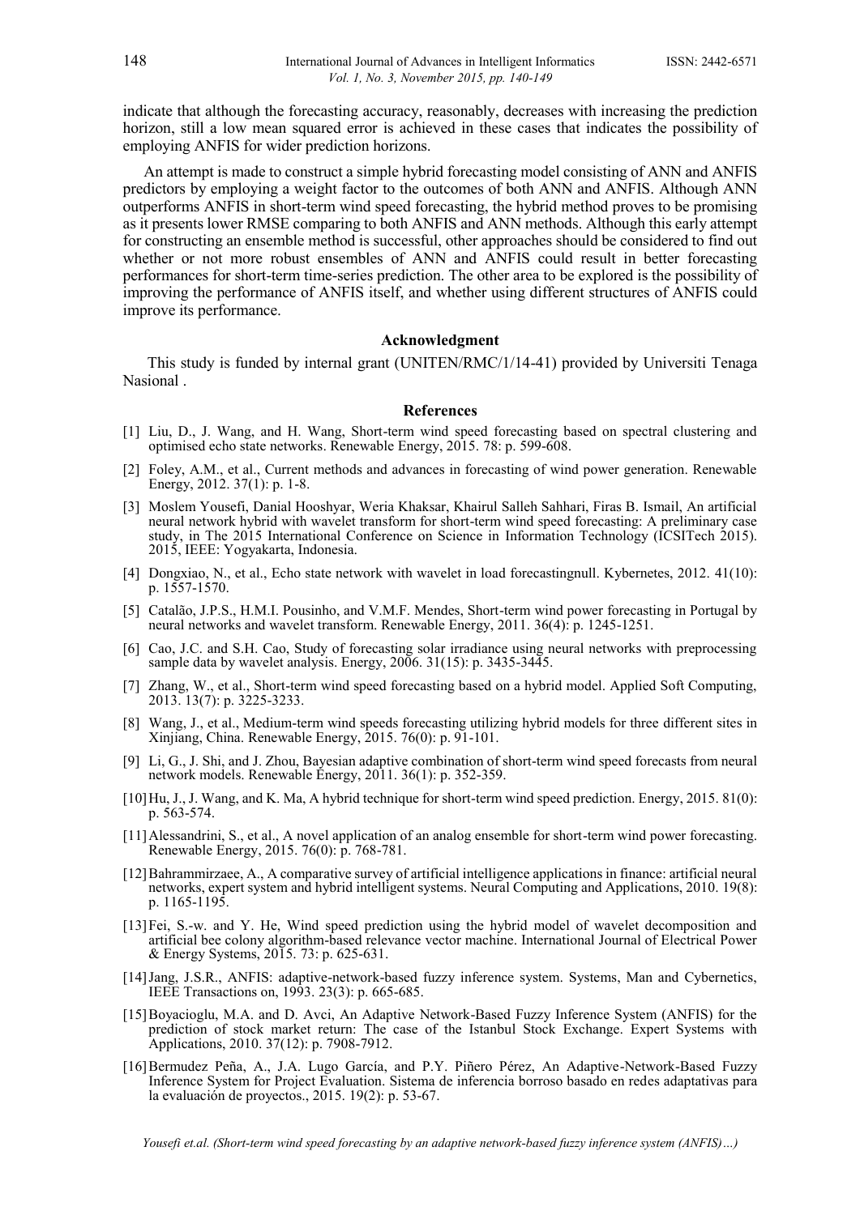indicate that although the forecasting accuracy, reasonably, decreases with increasing the prediction horizon, still a low mean squared error is achieved in these cases that indicates the possibility of employing ANFIS for wider prediction horizons.

An attempt is made to construct a simple hybrid forecasting model consisting of ANN and ANFIS predictors by employing a weight factor to the outcomes of both ANN and ANFIS. Although ANN outperforms ANFIS in short-term wind speed forecasting, the hybrid method proves to be promising as it presents lower RMSE comparing to both ANFIS and ANN methods. Although this early attempt for constructing an ensemble method is successful, other approaches should be considered to find out whether or not more robust ensembles of ANN and ANFIS could result in better forecasting performances for short-term time-series prediction. The other area to be explored is the possibility of improving the performance of ANFIS itself, and whether using different structures of ANFIS could improve its performance.

## Acknowledgment

This study is funded by internal grant (UNITEN/RMC/1/14-41) provided by Universiti Tenaga Nasional .

## References

[1] Liu, D., J. Wang, and H. Wang, Short-term wind speed forecasting based on spectral clustering and optimised echo state networks. Renewable Energy, 2015. 78: p. 599-608.

[2] Foley, A.M., et al., Current methods and advances in forecasting of wind power generation. Renewable Energy, 2012. 37(1): p. 1-8.

[3] Moslem Yousefi, Danial Hooshyar, Weria Khaksar, Khairul Salleh Sahhari, Firas B. Ismail, An artificial neural network hybrid with wavelet transform for short-term wind speed forecasting: A preliminary case study, in The 2015 International Conference on Science in Information Technology (ICSITech 2015). 2015, IEEE: Yogyakarta, Indonesia.

[4] Dongxiao, N., et al., Echo state network with wavelet in load forecastingnull. Kybernetes, 2012. 41(10): p. 1557-1570.

[5] Catalão, J.P.S., H.M.I. Pousinho, and V.M.F. Mendes, Short-term wind power forecasting in Portugal by neural networks and wavelet transform. Renewable Energy, 2011. 36(4): p. 1245-1251.

[6] Cao, J.C. and S.H. Cao, Study of forecasting solar irradiance using neural networks with preprocessing sample data by wavelet analysis. Energy, 2006. 31(15): p. 3435-3445.

[7] Zhang, W., et al., Short-term wind speed forecasting based on a hybrid model. Applied Soft Computing, 2013. 13(7): p. 3225-3233.

[8] Wang, J., et al., Medium-term wind speeds forecasting utilizing hybrid models for three different sites in Xinjiang, China. Renewable Energy, 2015. 76(0): p. 91-101.

[9] Li, G., J. Shi, and J. Zhou, Bayesian adaptive combination of short-term wind speed forecasts from neural network models. Renewable Energy, 2011. 36(1): p. 352-359.

[10] Hu, J., J. Wang, and K. Ma, A hybrid technique for short-term wind speed prediction. Energy, 2015. 81(0): p. 563-574.

[11] Alessandrini, S., et al., A novel application of an analog ensemble for short-term wind power forecasting. Renewable Energy, 2015. 76(0): p. 768-781.

[12] Bahrammirzaee, A., A comparative survey of artificial intelligence applications in finance: artificial neural networks, expert system and hybrid intelligent systems. Neural Computing and Applications, 2010. 19(8): p. 1165-1195.

[13] Fei, S.-w. and Y. He, Wind speed prediction using the hybrid model of wavelet decomposition and artificial bee colony algorithm-based relevance vector machine. International Journal of Electrical Power & Energy Systems, 2015. 73: p. 625-631.

[14] Jang, J.S.R., ANFIS: adaptive-network-based fuzzy inference system. Systems, Man and Cybernetics, IEEE Transactions on, 1993. 23(3): p. 665-685.

[15] Boyacioglu, M.A. and D. Avci, An Adaptive Network-Based Fuzzy Inference System (ANFIS) for the prediction of stock market return: The case of the Istanbul Stock Exchange. Expert Systems with Applications, 2010. 37(12): p. 7908-7912.

[16] Bermudez Peña, A., J.A. Lugo García, and P.Y. Piñero Pérez, An Adaptive-Network-Based Fuzzy Inference System for Project Evaluation. Sistema de inferencia borroso basado en redes adaptativas para la evaluación de proyectos., 2015. 19(2): p. 53-67.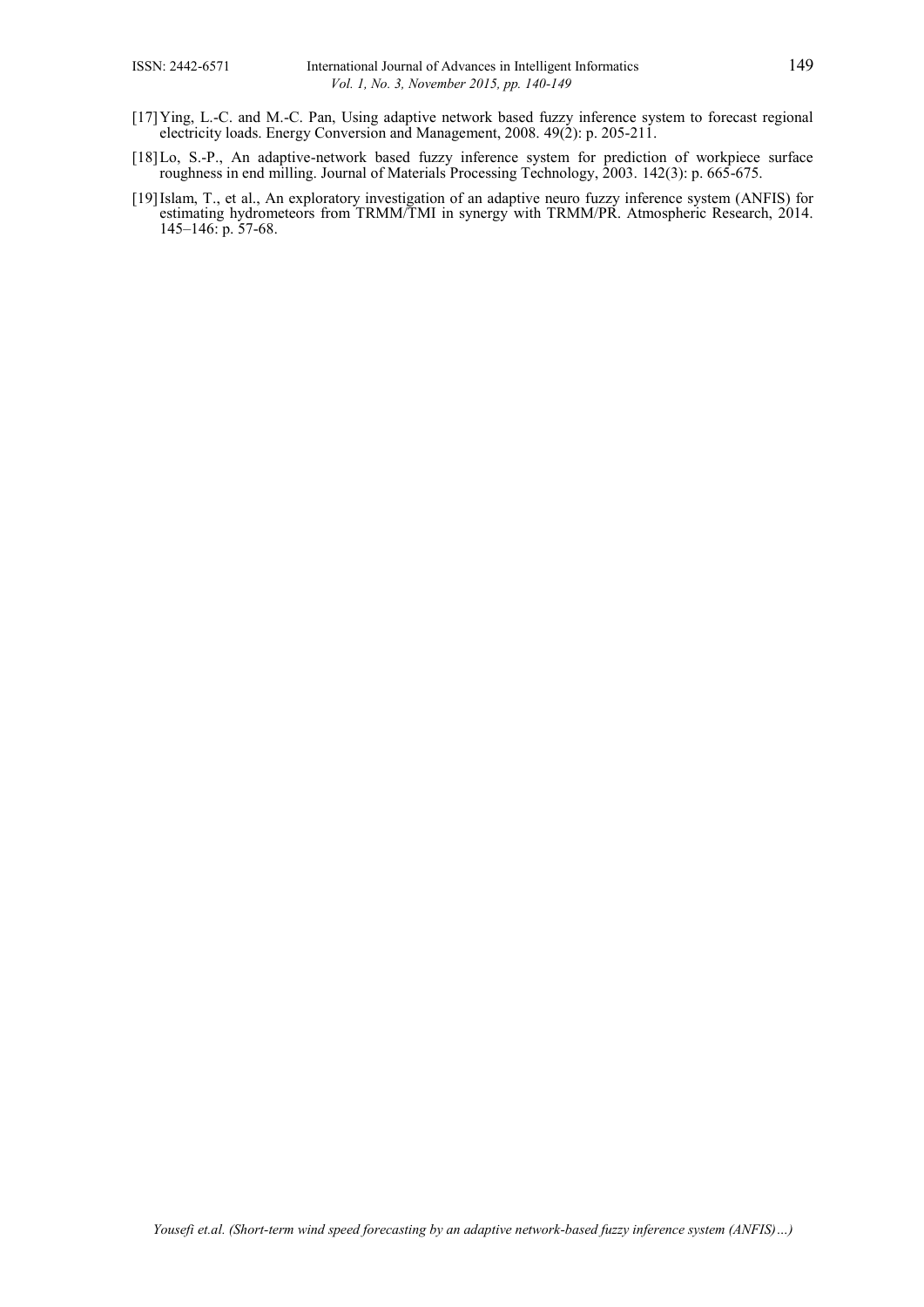[17] Ying, L.-C. and M.-C. Pan, Using adaptive network based fuzzy inference system to forecast regional electricity loads. Energy Conversion and Management, 2008. 49(2): p. 205-211.

[18] Lo, S.-P., An adaptive-network based fuzzy inference system for prediction of workpiece surface roughness in end milling. Journal of Materials Processing Technology, 2003. 142(3): p. 665-675.

[19] Islam, T., et al., An exploratory investigation of an adaptive neuro fuzzy inference system (ANFIS) for estimating hydrometeors from TRMM/TMI in synergy with TRMM/PR. Atmospheric Research, 2014. 145–146: p. 57-68.